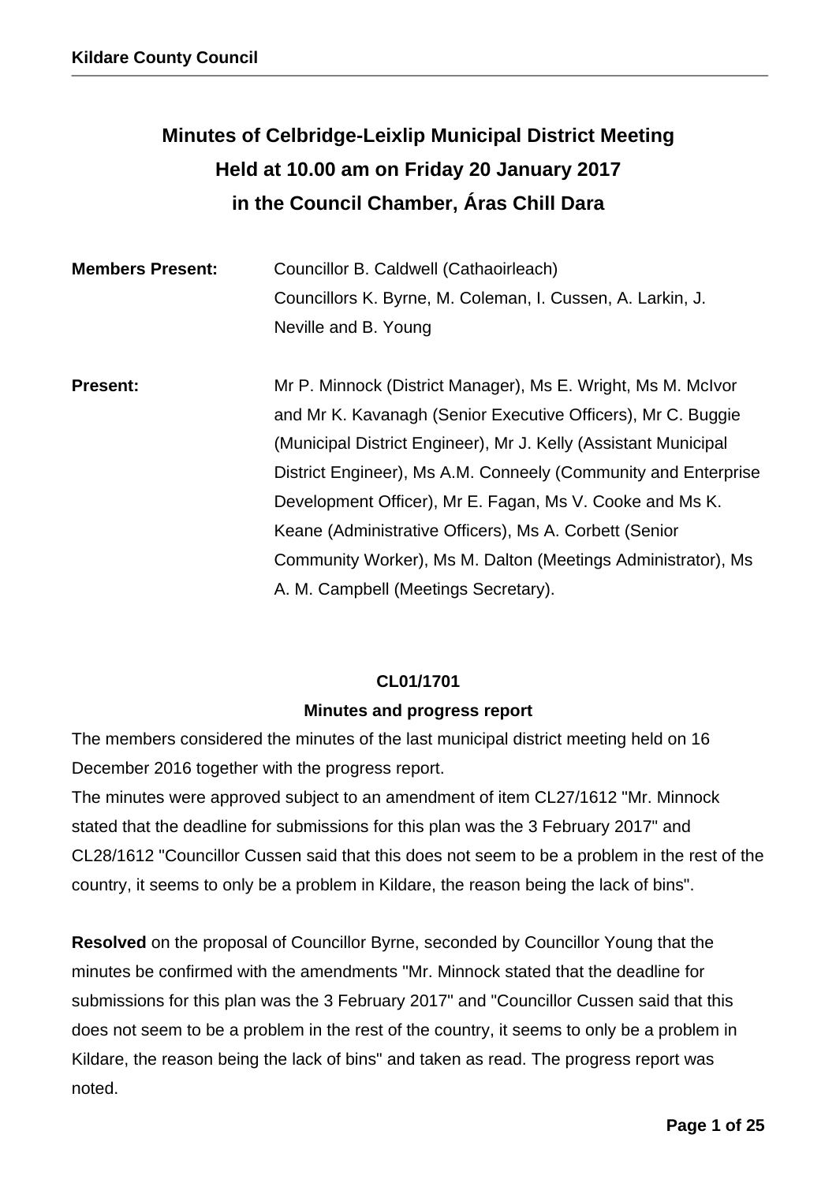# Minutes of Celbridge-Leixlip Municipal District Meeting
# Held at 10.00 am on Friday 20 January 2017
# in the Council Chamber, Áras Chill Dara

| | |
|---|---|
| **Members Present:** | Councillor B. Caldwell (Cathaoirleach)<br>Councillors K. Byrne, M. Coleman, I. Cussen, A. Larkin, J. Neville and B. Young |
| **Present:** | Mr P. Minnock (District Manager), Ms E. Wright, Ms M. McIvor and Mr K. Kavanagh (Senior Executive Officers), Mr C. Buggie (Municipal District Engineer), Mr J. Kelly (Assistant Municipal District Engineer), Ms A.M. Conneely (Community and Enterprise Development Officer), Mr E. Fagan, Ms V. Cooke and Ms K. Keane (Administrative Officers), Ms A. Corbett (Senior Community Worker), Ms M. Dalton (Meetings Administrator), Ms A. M. Campbell (Meetings Secretary). |

**CL01/1701**

**Minutes and progress report**

The members considered the minutes of the last municipal district meeting held on 16 December 2016 together with the progress report.

The minutes were approved subject to an amendment of item CL27/1612 "Mr. Minnock stated that the deadline for submissions for this plan was the 3 February 2017" and CL28/1612 "Councillor Cussen said that this does not seem to be a problem in the rest of the country, it seems to only be a problem in Kildare, the reason being the lack of bins".

**Resolved** on the proposal of Councillor Byrne, seconded by Councillor Young that the minutes be confirmed with the amendments "Mr. Minnock stated that the deadline for submissions for this plan was the 3 February 2017" and "Councillor Cussen said that this does not seem to be a problem in the rest of the country, it seems to only be a problem in Kildare, the reason being the lack of bins" and taken as read. The progress report was noted.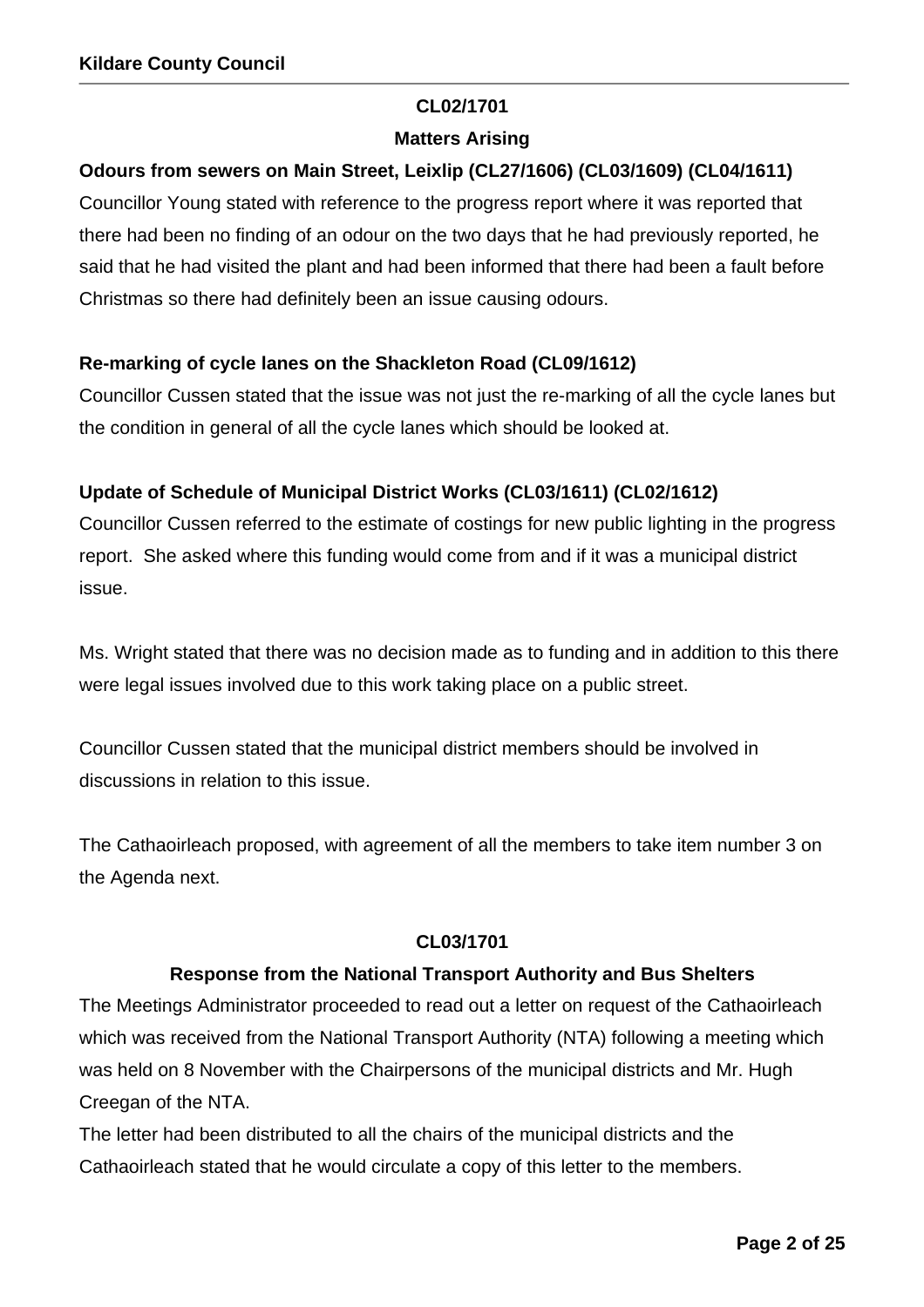**CL02/1701**

**Matters Arising**

**Odours from sewers on Main Street, Leixlip (CL27/1606) (CL03/1609) (CL04/1611)**

Councillor Young stated with reference to the progress report where it was reported that there had been no finding of an odour on the two days that he had previously reported, he said that he had visited the plant and had been informed that there had been a fault before Christmas so there had definitely been an issue causing odours.

**Re-marking of cycle lanes on the Shackleton Road (CL09/1612)**

Councillor Cussen stated that the issue was not just the re-marking of all the cycle lanes but the condition in general of all the cycle lanes which should be looked at.

**Update of Schedule of Municipal District Works (CL03/1611) (CL02/1612)**

Councillor Cussen referred to the estimate of costings for new public lighting in the progress report. She asked where this funding would come from and if it was a municipal district issue.

Ms. Wright stated that there was no decision made as to funding and in addition to this there were legal issues involved due to this work taking place on a public street.

Councillor Cussen stated that the municipal district members should be involved in discussions in relation to this issue.

The Cathaoirleach proposed, with agreement of all the members to take item number 3 on the Agenda next.

**CL03/1701**

**Response from the National Transport Authority and Bus Shelters**

The Meetings Administrator proceeded to read out a letter on request of the Cathaoirleach which was received from the National Transport Authority (NTA) following a meeting which was held on 8 November with the Chairpersons of the municipal districts and Mr. Hugh Creegan of the NTA.

The letter had been distributed to all the chairs of the municipal districts and the Cathaoirleach stated that he would circulate a copy of this letter to the members.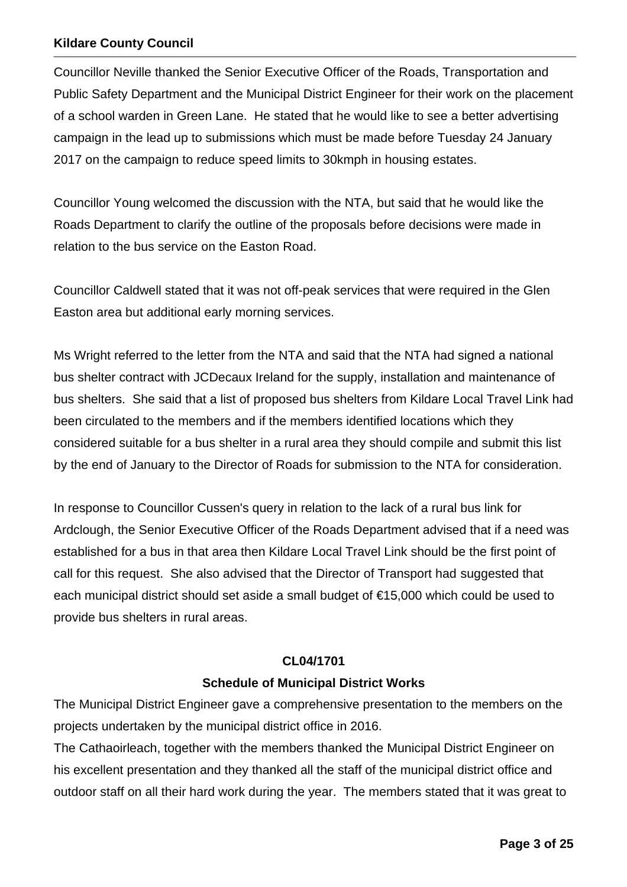Councillor Neville thanked the Senior Executive Officer of the Roads, Transportation and Public Safety Department and the Municipal District Engineer for their work on the placement of a school warden in Green Lane. He stated that he would like to see a better advertising campaign in the lead up to submissions which must be made before Tuesday 24 January 2017 on the campaign to reduce speed limits to 30kmph in housing estates.

Councillor Young welcomed the discussion with the NTA, but said that he would like the Roads Department to clarify the outline of the proposals before decisions were made in relation to the bus service on the Easton Road.

Councillor Caldwell stated that it was not off-peak services that were required in the Glen Easton area but additional early morning services.

Ms Wright referred to the letter from the NTA and said that the NTA had signed a national bus shelter contract with JCDecaux Ireland for the supply, installation and maintenance of bus shelters. She said that a list of proposed bus shelters from Kildare Local Travel Link had been circulated to the members and if the members identified locations which they considered suitable for a bus shelter in a rural area they should compile and submit this list by the end of January to the Director of Roads for submission to the NTA for consideration.

In response to Councillor Cussen's query in relation to the lack of a rural bus link for Ardclough, the Senior Executive Officer of the Roads Department advised that if a need was established for a bus in that area then Kildare Local Travel Link should be the first point of call for this request. She also advised that the Director of Transport had suggested that each municipal district should set aside a small budget of €15,000 which could be used to provide bus shelters in rural areas.

**CL04/1701**

**Schedule of Municipal District Works**

The Municipal District Engineer gave a comprehensive presentation to the members on the projects undertaken by the municipal district office in 2016.

The Cathaoirleach, together with the members thanked the Municipal District Engineer on his excellent presentation and they thanked all the staff of the municipal district office and outdoor staff on all their hard work during the year. The members stated that it was great to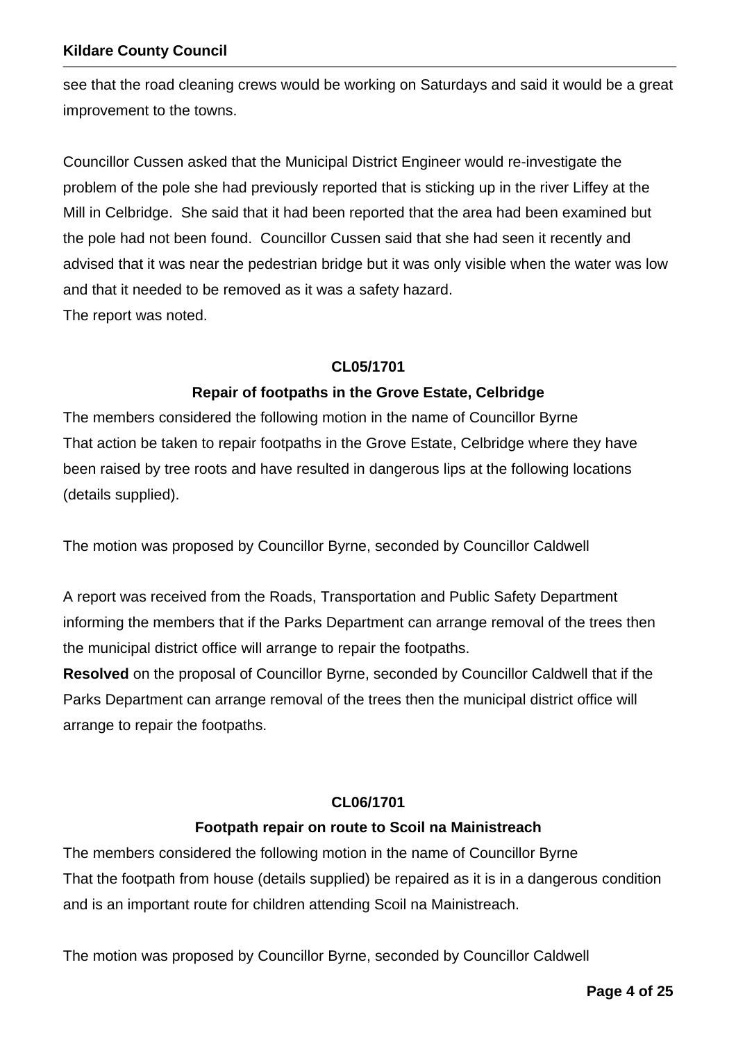see that the road cleaning crews would be working on Saturdays and said it would be a great improvement to the towns.

Councillor Cussen asked that the Municipal District Engineer would re-investigate the problem of the pole she had previously reported that is sticking up in the river Liffey at the Mill in Celbridge. She said that it had been reported that the area had been examined but the pole had not been found. Councillor Cussen said that she had seen it recently and advised that it was near the pedestrian bridge but it was only visible when the water was low and that it needed to be removed as it was a safety hazard.
The report was noted.

**CL05/1701**

**Repair of footpaths in the Grove Estate, Celbridge**

The members considered the following motion in the name of Councillor Byrne
That action be taken to repair footpaths in the Grove Estate, Celbridge where they have been raised by tree roots and have resulted in dangerous lips at the following locations (details supplied).

The motion was proposed by Councillor Byrne, seconded by Councillor Caldwell

A report was received from the Roads, Transportation and Public Safety Department informing the members that if the Parks Department can arrange removal of the trees then the municipal district office will arrange to repair the footpaths.
**Resolved** on the proposal of Councillor Byrne, seconded by Councillor Caldwell that if the Parks Department can arrange removal of the trees then the municipal district office will arrange to repair the footpaths.

**CL06/1701**

**Footpath repair on route to Scoil na Mainistreach**

The members considered the following motion in the name of Councillor Byrne
That the footpath from house (details supplied) be repaired as it is in a dangerous condition and is an important route for children attending Scoil na Mainistreach.

The motion was proposed by Councillor Byrne, seconded by Councillor Caldwell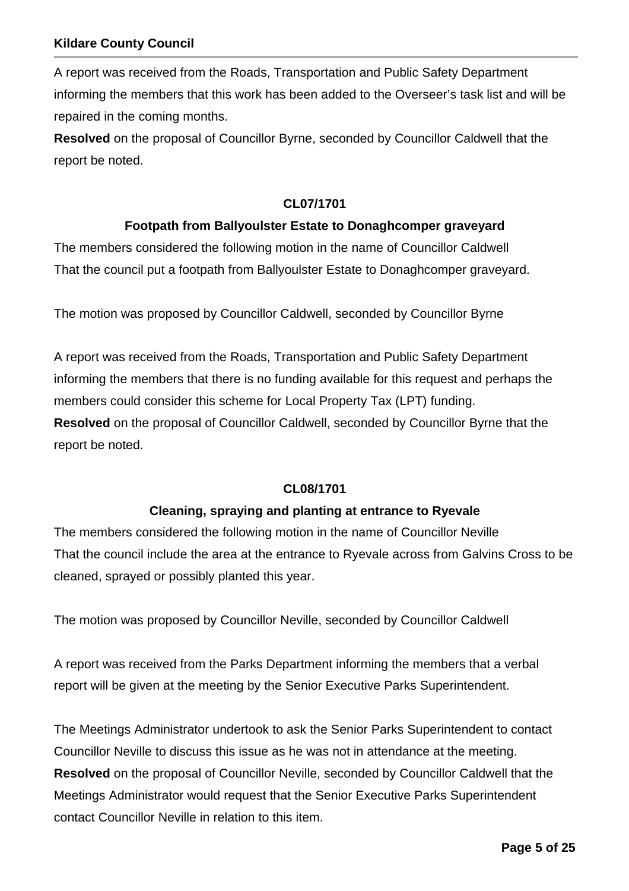A report was received from the Roads, Transportation and Public Safety Department informing the members that this work has been added to the Overseer's task list and will be repaired in the coming months.

**Resolved** on the proposal of Councillor Byrne, seconded by Councillor Caldwell that the report be noted.

**CL07/1701**

**Footpath from Ballyoulster Estate to Donaghcomper graveyard**

The members considered the following motion in the name of Councillor Caldwell
That the council put a footpath from Ballyoulster Estate to Donaghcomper graveyard.

The motion was proposed by Councillor Caldwell, seconded by Councillor Byrne

A report was received from the Roads, Transportation and Public Safety Department informing the members that there is no funding available for this request and perhaps the members could consider this scheme for Local Property Tax (LPT) funding.

**Resolved** on the proposal of Councillor Caldwell, seconded by Councillor Byrne that the report be noted.

**CL08/1701**

**Cleaning, spraying and planting at entrance to Ryevale**

The members considered the following motion in the name of Councillor Neville
That the council include the area at the entrance to Ryevale across from Galvins Cross to be cleaned, sprayed or possibly planted this year.

The motion was proposed by Councillor Neville, seconded by Councillor Caldwell

A report was received from the Parks Department informing the members that a verbal report will be given at the meeting by the Senior Executive Parks Superintendent.

The Meetings Administrator undertook to ask the Senior Parks Superintendent to contact Councillor Neville to discuss this issue as he was not in attendance at the meeting.

**Resolved** on the proposal of Councillor Neville, seconded by Councillor Caldwell that the Meetings Administrator would request that the Senior Executive Parks Superintendent contact Councillor Neville in relation to this item.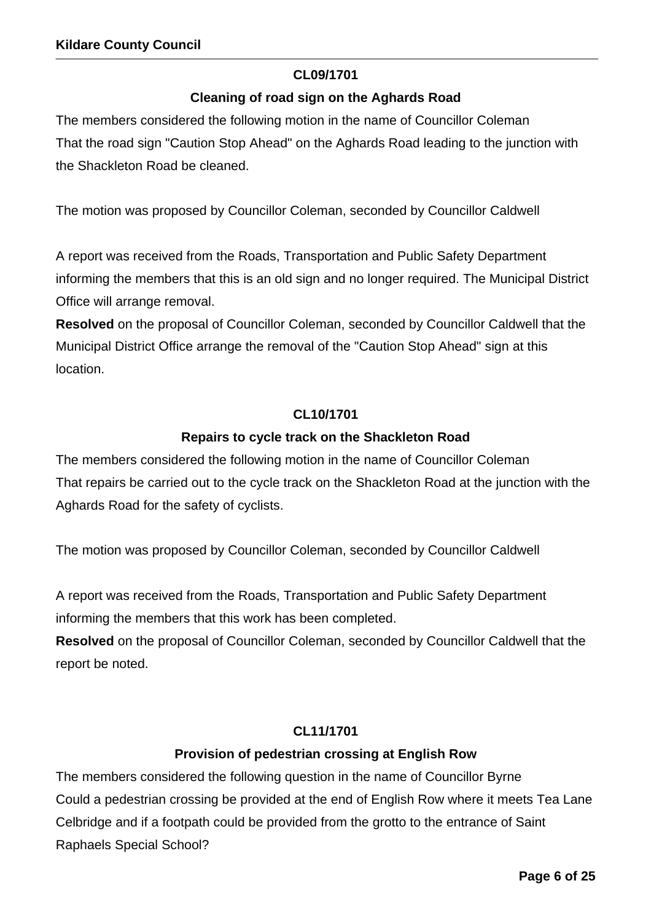**CL09/1701**

**Cleaning of road sign on the Aghards Road**

The members considered the following motion in the name of Councillor Coleman
That the road sign "Caution Stop Ahead" on the Aghards Road leading to the junction with the Shackleton Road be cleaned.

The motion was proposed by Councillor Coleman, seconded by Councillor Caldwell

A report was received from the Roads, Transportation and Public Safety Department informing the members that this is an old sign and no longer required. The Municipal District Office will arrange removal.

**Resolved** on the proposal of Councillor Coleman, seconded by Councillor Caldwell that the Municipal District Office arrange the removal of the "Caution Stop Ahead" sign at this location.

**CL10/1701**

**Repairs to cycle track on the Shackleton Road**

The members considered the following motion in the name of Councillor Coleman
That repairs be carried out to the cycle track on the Shackleton Road at the junction with the Aghards Road for the safety of cyclists.

The motion was proposed by Councillor Coleman, seconded by Councillor Caldwell

A report was received from the Roads, Transportation and Public Safety Department informing the members that this work has been completed.

**Resolved** on the proposal of Councillor Coleman, seconded by Councillor Caldwell that the report be noted.

**CL11/1701**

**Provision of pedestrian crossing at English Row**

The members considered the following question in the name of Councillor Byrne
Could a pedestrian crossing be provided at the end of English Row where it meets Tea Lane Celbridge and if a footpath could be provided from the grotto to the entrance of Saint Raphaels Special School?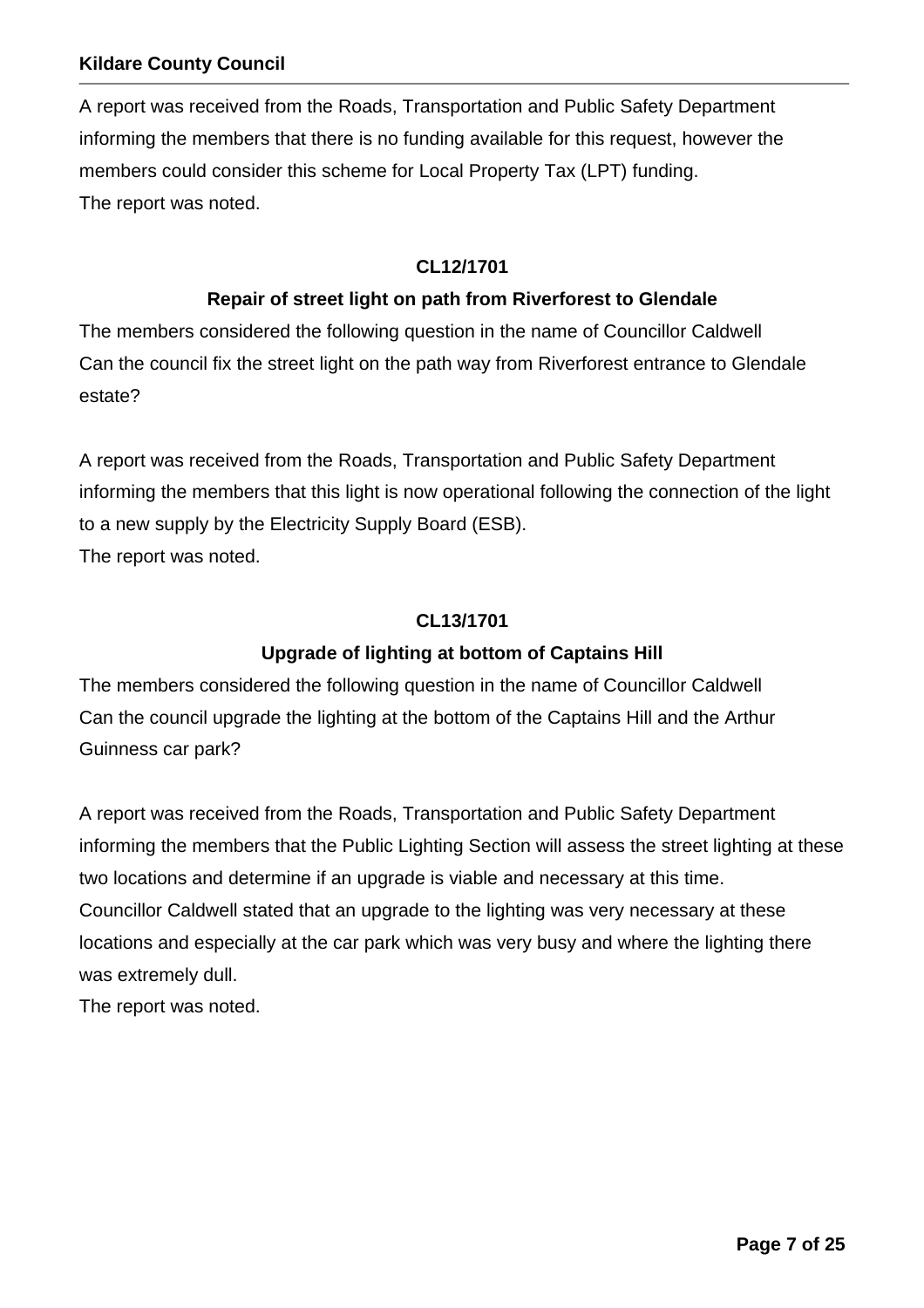A report was received from the Roads, Transportation and Public Safety Department informing the members that there is no funding available for this request, however the members could consider this scheme for Local Property Tax (LPT) funding.
The report was noted.

**CL12/1701**

**Repair of street light on path from Riverforest to Glendale**

The members considered the following question in the name of Councillor Caldwell
Can the council fix the street light on the path way from Riverforest entrance to Glendale estate?

A report was received from the Roads, Transportation and Public Safety Department informing the members that this light is now operational following the connection of the light to a new supply by the Electricity Supply Board (ESB).
The report was noted.

**CL13/1701**

**Upgrade of lighting at bottom of Captains Hill**

The members considered the following question in the name of Councillor Caldwell
Can the council upgrade the lighting at the bottom of the Captains Hill and the Arthur Guinness car park?

A report was received from the Roads, Transportation and Public Safety Department informing the members that the Public Lighting Section will assess the street lighting at these two locations and determine if an upgrade is viable and necessary at this time.
Councillor Caldwell stated that an upgrade to the lighting was very necessary at these locations and especially at the car park which was very busy and where the lighting there was extremely dull.
The report was noted.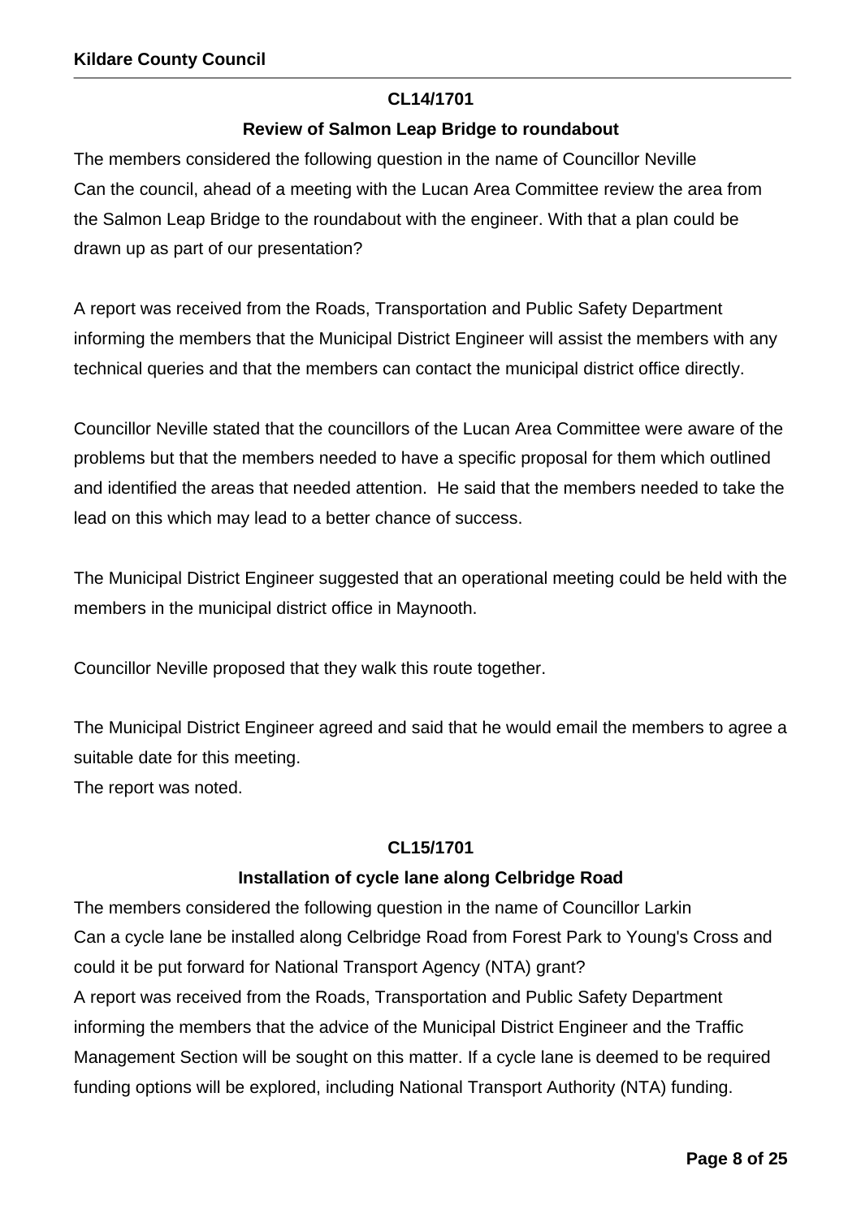**CL14/1701**

**Review of Salmon Leap Bridge to roundabout**

The members considered the following question in the name of Councillor Neville
Can the council, ahead of a meeting with the Lucan Area Committee review the area from the Salmon Leap Bridge to the roundabout with the engineer. With that a plan could be drawn up as part of our presentation?

A report was received from the Roads, Transportation and Public Safety Department informing the members that the Municipal District Engineer will assist the members with any technical queries and that the members can contact the municipal district office directly.

Councillor Neville stated that the councillors of the Lucan Area Committee were aware of the problems but that the members needed to have a specific proposal for them which outlined and identified the areas that needed attention. He said that the members needed to take the lead on this which may lead to a better chance of success.

The Municipal District Engineer suggested that an operational meeting could be held with the members in the municipal district office in Maynooth.

Councillor Neville proposed that they walk this route together.

The Municipal District Engineer agreed and said that he would email the members to agree a suitable date for this meeting.
The report was noted.

**CL15/1701**

**Installation of cycle lane along Celbridge Road**

The members considered the following question in the name of Councillor Larkin
Can a cycle lane be installed along Celbridge Road from Forest Park to Young's Cross and could it be put forward for National Transport Agency (NTA) grant?
A report was received from the Roads, Transportation and Public Safety Department informing the members that the advice of the Municipal District Engineer and the Traffic Management Section will be sought on this matter. If a cycle lane is deemed to be required funding options will be explored, including National Transport Authority (NTA) funding.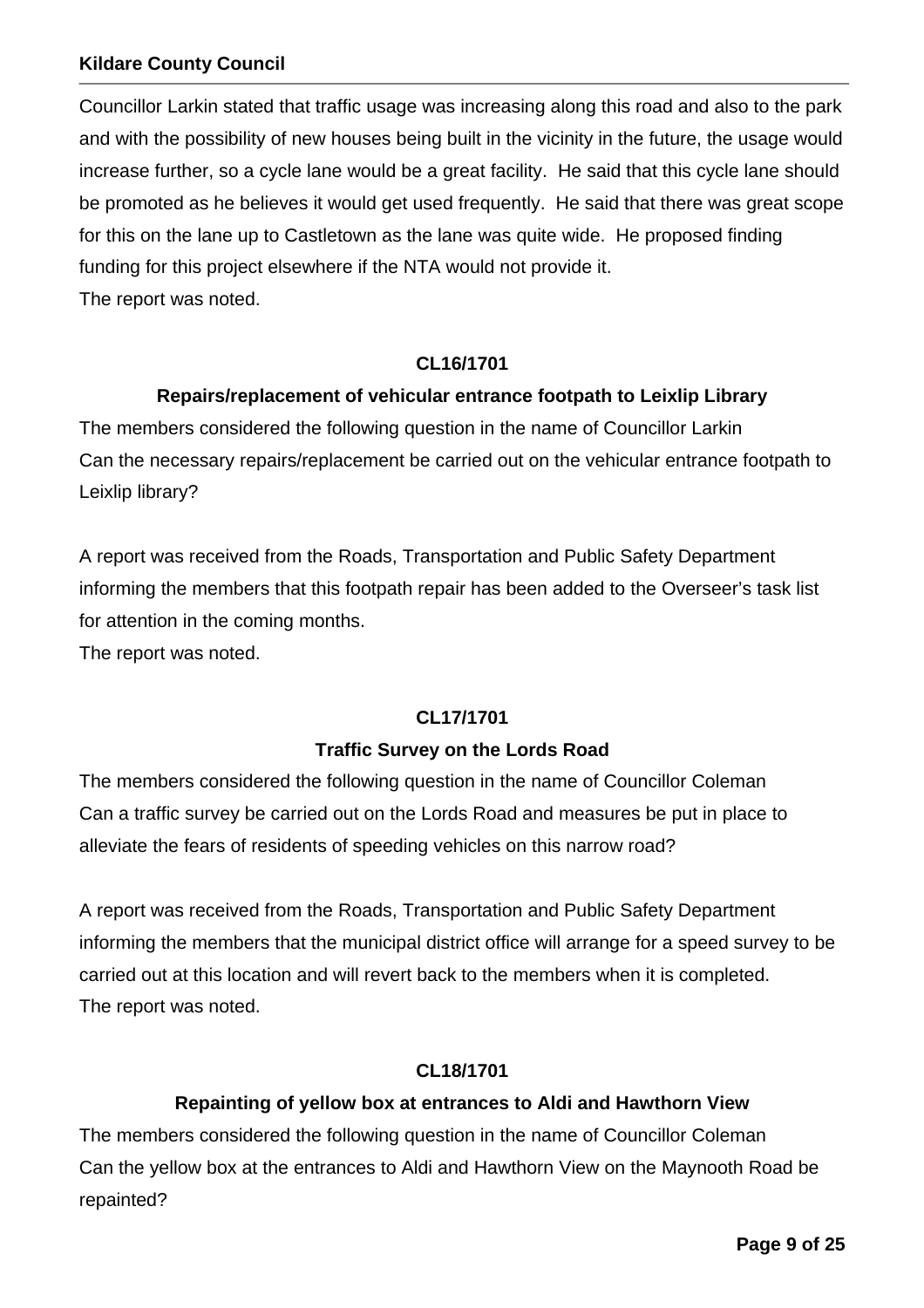Councillor Larkin stated that traffic usage was increasing along this road and also to the park and with the possibility of new houses being built in the vicinity in the future, the usage would increase further, so a cycle lane would be a great facility. He said that this cycle lane should be promoted as he believes it would get used frequently. He said that there was great scope for this on the lane up to Castletown as the lane was quite wide. He proposed finding funding for this project elsewhere if the NTA would not provide it.
The report was noted.

**CL16/1701**

**Repairs/replacement of vehicular entrance footpath to Leixlip Library**

The members considered the following question in the name of Councillor Larkin
Can the necessary repairs/replacement be carried out on the vehicular entrance footpath to Leixlip library?

A report was received from the Roads, Transportation and Public Safety Department informing the members that this footpath repair has been added to the Overseer's task list for attention in the coming months.
The report was noted.

**CL17/1701**

**Traffic Survey on the Lords Road**

The members considered the following question in the name of Councillor Coleman
Can a traffic survey be carried out on the Lords Road and measures be put in place to alleviate the fears of residents of speeding vehicles on this narrow road?

A report was received from the Roads, Transportation and Public Safety Department informing the members that the municipal district office will arrange for a speed survey to be carried out at this location and will revert back to the members when it is completed.
The report was noted.

**CL18/1701**

**Repainting of yellow box at entrances to Aldi and Hawthorn View**

The members considered the following question in the name of Councillor Coleman
Can the yellow box at the entrances to Aldi and Hawthorn View on the Maynooth Road be repainted?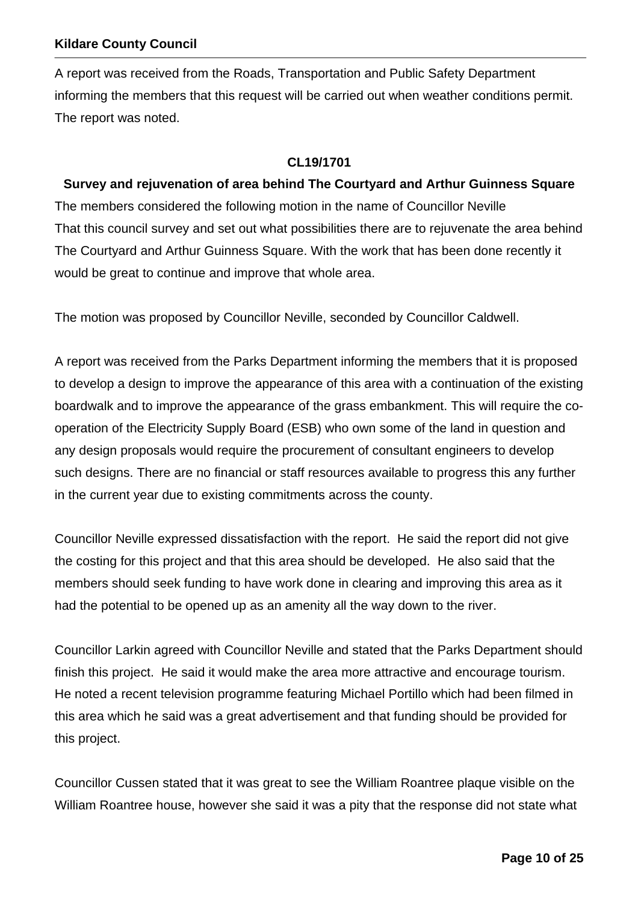A report was received from the Roads, Transportation and Public Safety Department informing the members that this request will be carried out when weather conditions permit. The report was noted.

**CL19/1701**

**Survey and rejuvenation of area behind The Courtyard and Arthur Guinness Square**

The members considered the following motion in the name of Councillor Neville
That this council survey and set out what possibilities there are to rejuvenate the area behind The Courtyard and Arthur Guinness Square. With the work that has been done recently it would be great to continue and improve that whole area.

The motion was proposed by Councillor Neville, seconded by Councillor Caldwell.

A report was received from the Parks Department informing the members that it is proposed to develop a design to improve the appearance of this area with a continuation of the existing boardwalk and to improve the appearance of the grass embankment. This will require the co-operation of the Electricity Supply Board (ESB) who own some of the land in question and any design proposals would require the procurement of consultant engineers to develop such designs. There are no financial or staff resources available to progress this any further in the current year due to existing commitments across the county.

Councillor Neville expressed dissatisfaction with the report. He said the report did not give the costing for this project and that this area should be developed. He also said that the members should seek funding to have work done in clearing and improving this area as it had the potential to be opened up as an amenity all the way down to the river.

Councillor Larkin agreed with Councillor Neville and stated that the Parks Department should finish this project. He said it would make the area more attractive and encourage tourism. He noted a recent television programme featuring Michael Portillo which had been filmed in this area which he said was a great advertisement and that funding should be provided for this project.

Councillor Cussen stated that it was great to see the William Roantree plaque visible on the William Roantree house, however she said it was a pity that the response did not state what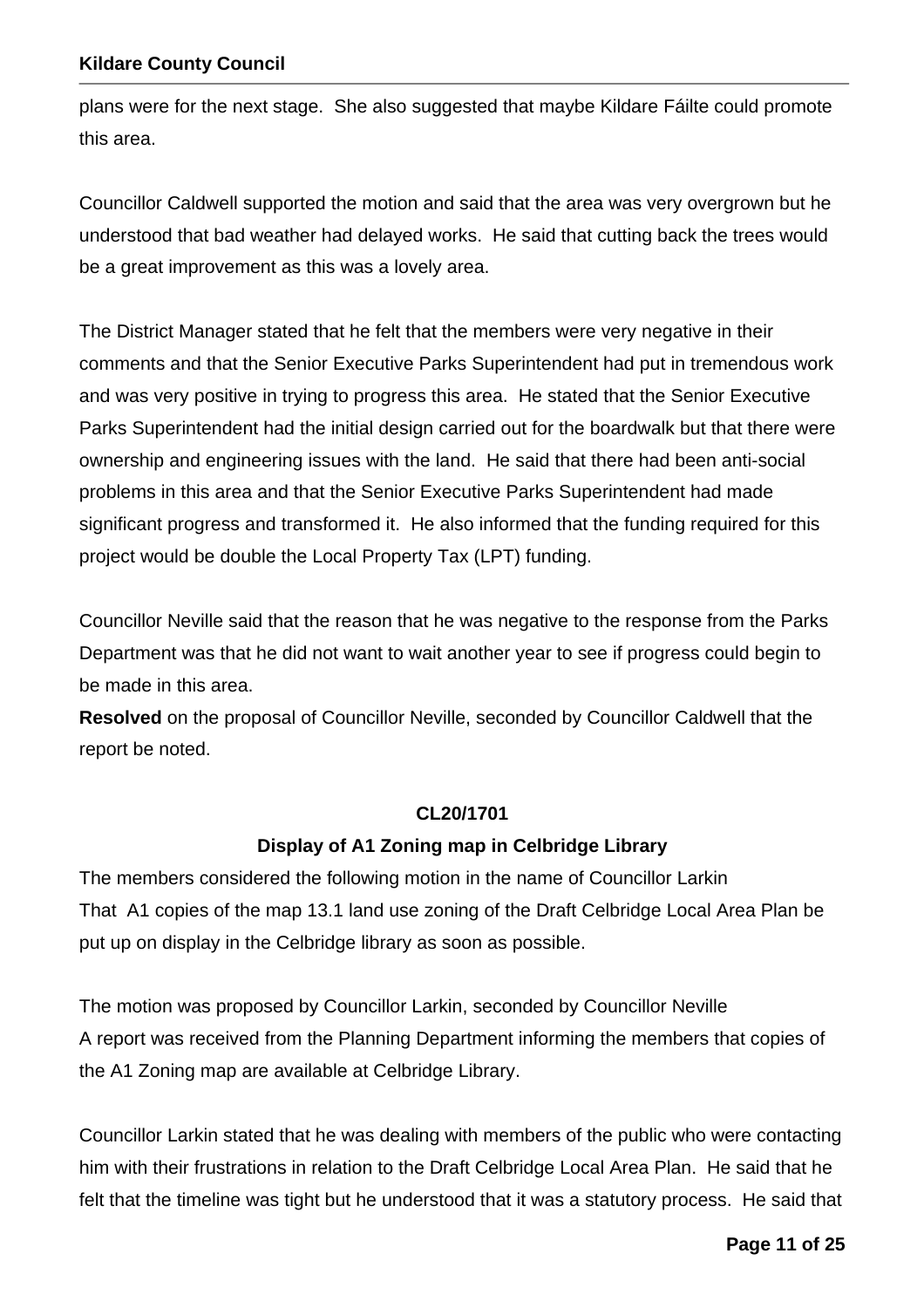plans were for the next stage. She also suggested that maybe Kildare Fáilte could promote this area.

Councillor Caldwell supported the motion and said that the area was very overgrown but he understood that bad weather had delayed works. He said that cutting back the trees would be a great improvement as this was a lovely area.

The District Manager stated that he felt that the members were very negative in their comments and that the Senior Executive Parks Superintendent had put in tremendous work and was very positive in trying to progress this area. He stated that the Senior Executive Parks Superintendent had the initial design carried out for the boardwalk but that there were ownership and engineering issues with the land. He said that there had been anti-social problems in this area and that the Senior Executive Parks Superintendent had made significant progress and transformed it. He also informed that the funding required for this project would be double the Local Property Tax (LPT) funding.

Councillor Neville said that the reason that he was negative to the response from the Parks Department was that he did not want to wait another year to see if progress could begin to be made in this area.

**Resolved** on the proposal of Councillor Neville, seconded by Councillor Caldwell that the report be noted.

**CL20/1701**

**Display of A1 Zoning map in Celbridge Library**

The members considered the following motion in the name of Councillor Larkin

That A1 copies of the map 13.1 land use zoning of the Draft Celbridge Local Area Plan be put up on display in the Celbridge library as soon as possible.

The motion was proposed by Councillor Larkin, seconded by Councillor Neville

A report was received from the Planning Department informing the members that copies of the A1 Zoning map are available at Celbridge Library.

Councillor Larkin stated that he was dealing with members of the public who were contacting him with their frustrations in relation to the Draft Celbridge Local Area Plan. He said that he felt that the timeline was tight but he understood that it was a statutory process. He said that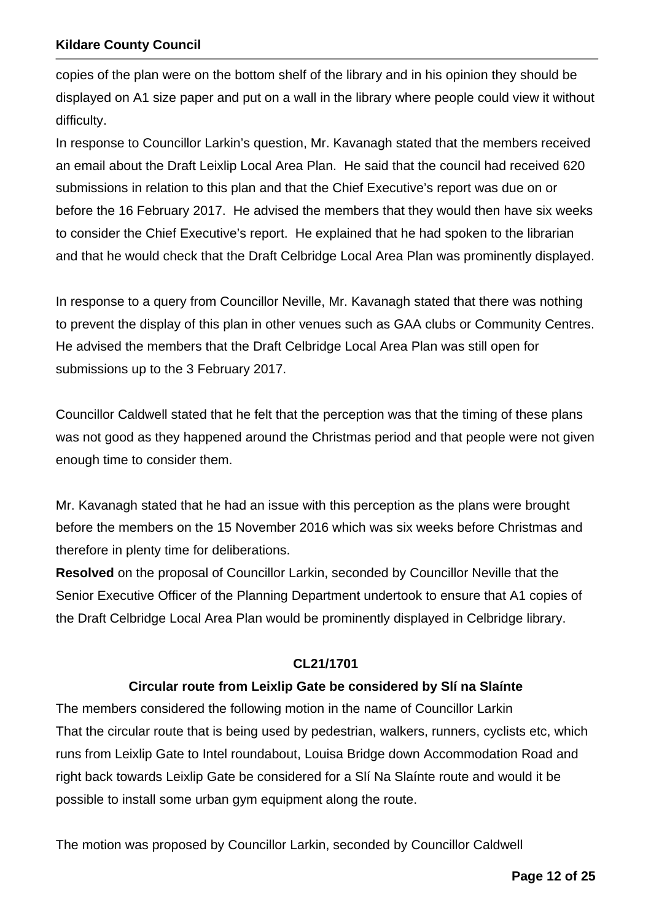copies of the plan were on the bottom shelf of the library and in his opinion they should be displayed on A1 size paper and put on a wall in the library where people could view it without difficulty.

In response to Councillor Larkin's question, Mr. Kavanagh stated that the members received an email about the Draft Leixlip Local Area Plan. He said that the council had received 620 submissions in relation to this plan and that the Chief Executive's report was due on or before the 16 February 2017. He advised the members that they would then have six weeks to consider the Chief Executive's report. He explained that he had spoken to the librarian and that he would check that the Draft Celbridge Local Area Plan was prominently displayed.

In response to a query from Councillor Neville, Mr. Kavanagh stated that there was nothing to prevent the display of this plan in other venues such as GAA clubs or Community Centres. He advised the members that the Draft Celbridge Local Area Plan was still open for submissions up to the 3 February 2017.

Councillor Caldwell stated that he felt that the perception was that the timing of these plans was not good as they happened around the Christmas period and that people were not given enough time to consider them.

Mr. Kavanagh stated that he had an issue with this perception as the plans were brought before the members on the 15 November 2016 which was six weeks before Christmas and therefore in plenty time for deliberations.

**Resolved** on the proposal of Councillor Larkin, seconded by Councillor Neville that the Senior Executive Officer of the Planning Department undertook to ensure that A1 copies of the Draft Celbridge Local Area Plan would be prominently displayed in Celbridge library.

**CL21/1701**

**Circular route from Leixlip Gate be considered by Slí na Slaínte**

The members considered the following motion in the name of Councillor Larkin

That the circular route that is being used by pedestrian, walkers, runners, cyclists etc, which runs from Leixlip Gate to Intel roundabout, Louisa Bridge down Accommodation Road and right back towards Leixlip Gate be considered for a Slí Na Slaínte route and would it be possible to install some urban gym equipment along the route.

The motion was proposed by Councillor Larkin, seconded by Councillor Caldwell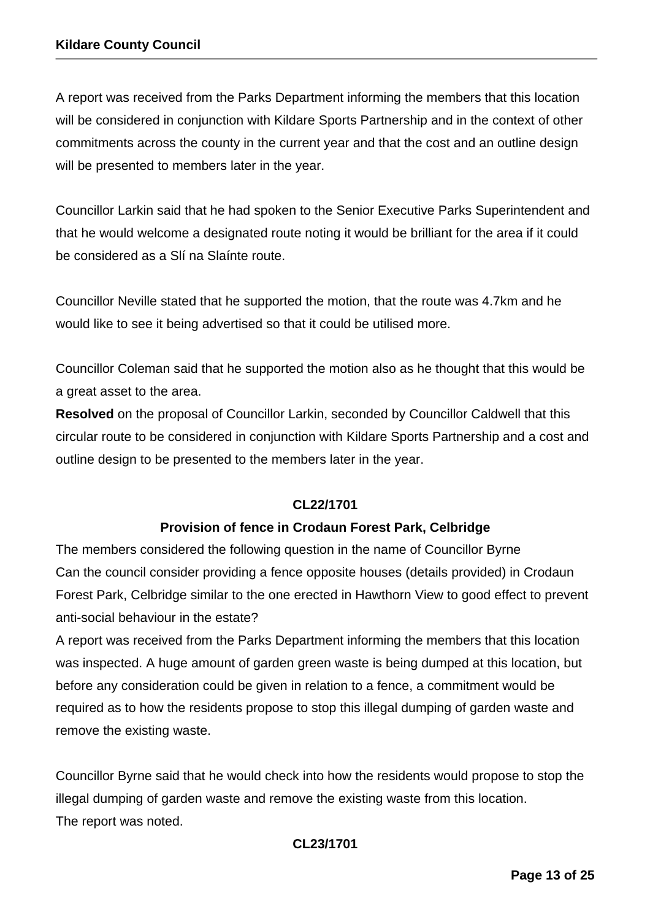A report was received from the Parks Department informing the members that this location will be considered in conjunction with Kildare Sports Partnership and in the context of other commitments across the county in the current year and that the cost and an outline design will be presented to members later in the year.

Councillor Larkin said that he had spoken to the Senior Executive Parks Superintendent and that he would welcome a designated route noting it would be brilliant for the area if it could be considered as a Slí na Slaínte route.

Councillor Neville stated that he supported the motion, that the route was 4.7km and he would like to see it being advertised so that it could be utilised more.

Councillor Coleman said that he supported the motion also as he thought that this would be a great asset to the area.

**Resolved** on the proposal of Councillor Larkin, seconded by Councillor Caldwell that this circular route to be considered in conjunction with Kildare Sports Partnership and a cost and outline design to be presented to the members later in the year.

**CL22/1701**

**Provision of fence in Crodaun Forest Park, Celbridge**

The members considered the following question in the name of Councillor Byrne

Can the council consider providing a fence opposite houses (details provided) in Crodaun Forest Park, Celbridge similar to the one erected in Hawthorn View to good effect to prevent anti-social behaviour in the estate?

A report was received from the Parks Department informing the members that this location was inspected. A huge amount of garden green waste is being dumped at this location, but before any consideration could be given in relation to a fence, a commitment would be required as to how the residents propose to stop this illegal dumping of garden waste and remove the existing waste.

Councillor Byrne said that he would check into how the residents would propose to stop the illegal dumping of garden waste and remove the existing waste from this location.

The report was noted.

**CL23/1701**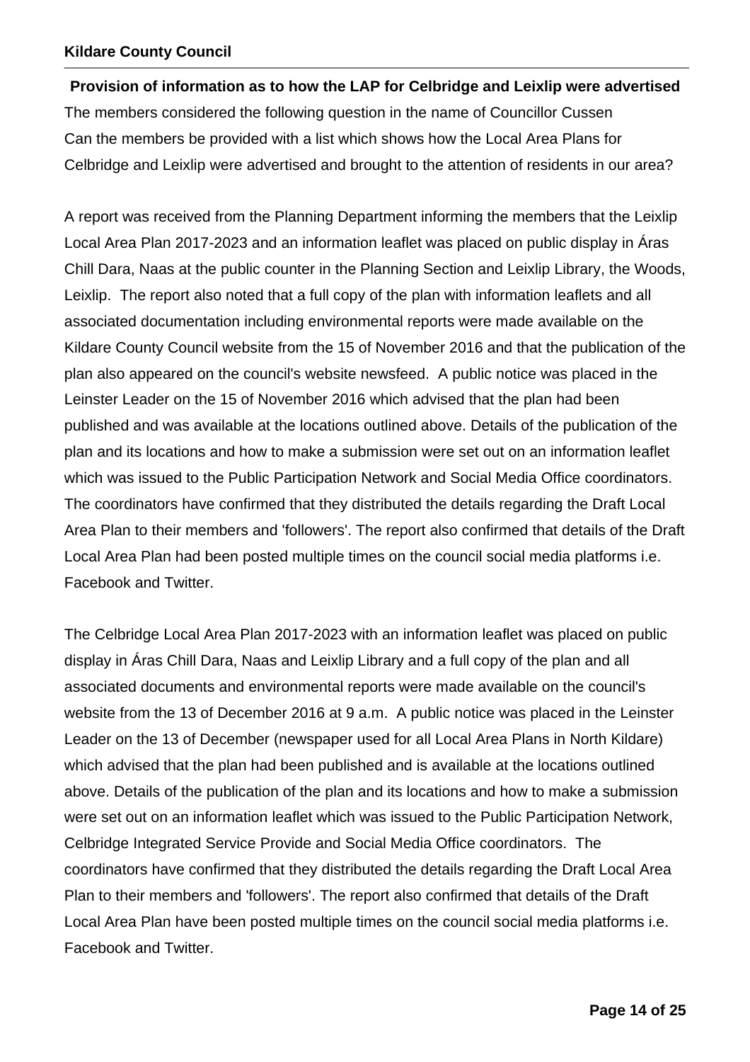**Provision of information as to how the LAP for Celbridge and Leixlip were advertised**

The members considered the following question in the name of Councillor Cussen

Can the members be provided with a list which shows how the Local Area Plans for Celbridge and Leixlip were advertised and brought to the attention of residents in our area?

A report was received from the Planning Department informing the members that the Leixlip Local Area Plan 2017-2023 and an information leaflet was placed on public display in Áras Chill Dara, Naas at the public counter in the Planning Section and Leixlip Library, the Woods, Leixlip. The report also noted that a full copy of the plan with information leaflets and all associated documentation including environmental reports were made available on the Kildare County Council website from the 15 of November 2016 and that the publication of the plan also appeared on the council's website newsfeed. A public notice was placed in the Leinster Leader on the 15 of November 2016 which advised that the plan had been published and was available at the locations outlined above. Details of the publication of the plan and its locations and how to make a submission were set out on an information leaflet which was issued to the Public Participation Network and Social Media Office coordinators. The coordinators have confirmed that they distributed the details regarding the Draft Local Area Plan to their members and 'followers'. The report also confirmed that details of the Draft Local Area Plan had been posted multiple times on the council social media platforms i.e. Facebook and Twitter.

The Celbridge Local Area Plan 2017-2023 with an information leaflet was placed on public display in Áras Chill Dara, Naas and Leixlip Library and a full copy of the plan and all associated documents and environmental reports were made available on the council's website from the 13 of December 2016 at 9 a.m. A public notice was placed in the Leinster Leader on the 13 of December (newspaper used for all Local Area Plans in North Kildare) which advised that the plan had been published and is available at the locations outlined above. Details of the publication of the plan and its locations and how to make a submission were set out on an information leaflet which was issued to the Public Participation Network, Celbridge Integrated Service Provide and Social Media Office coordinators. The coordinators have confirmed that they distributed the details regarding the Draft Local Area Plan to their members and 'followers'. The report also confirmed that details of the Draft Local Area Plan have been posted multiple times on the council social media platforms i.e. Facebook and Twitter.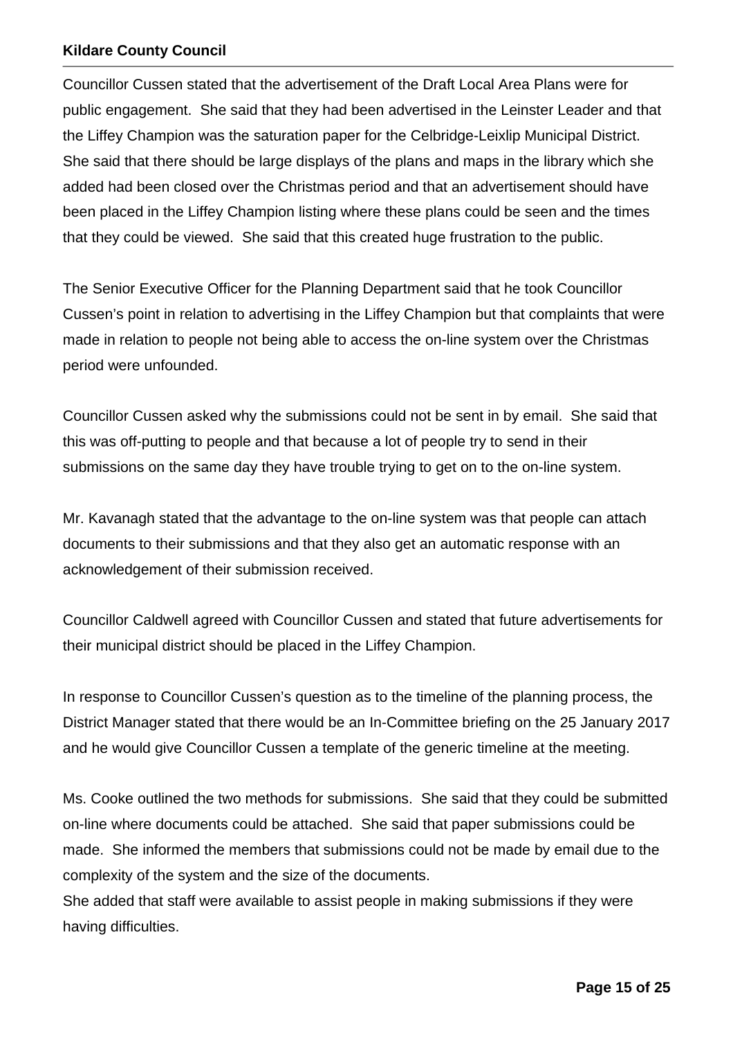Councillor Cussen stated that the advertisement of the Draft Local Area Plans were for public engagement. She said that they had been advertised in the Leinster Leader and that the Liffey Champion was the saturation paper for the Celbridge-Leixlip Municipal District. She said that there should be large displays of the plans and maps in the library which she added had been closed over the Christmas period and that an advertisement should have been placed in the Liffey Champion listing where these plans could be seen and the times that they could be viewed. She said that this created huge frustration to the public.

The Senior Executive Officer for the Planning Department said that he took Councillor Cussen's point in relation to advertising in the Liffey Champion but that complaints that were made in relation to people not being able to access the on-line system over the Christmas period were unfounded.

Councillor Cussen asked why the submissions could not be sent in by email. She said that this was off-putting to people and that because a lot of people try to send in their submissions on the same day they have trouble trying to get on to the on-line system.

Mr. Kavanagh stated that the advantage to the on-line system was that people can attach documents to their submissions and that they also get an automatic response with an acknowledgement of their submission received.

Councillor Caldwell agreed with Councillor Cussen and stated that future advertisements for their municipal district should be placed in the Liffey Champion.

In response to Councillor Cussen's question as to the timeline of the planning process, the District Manager stated that there would be an In-Committee briefing on the 25 January 2017 and he would give Councillor Cussen a template of the generic timeline at the meeting.

Ms. Cooke outlined the two methods for submissions. She said that they could be submitted on-line where documents could be attached. She said that paper submissions could be made. She informed the members that submissions could not be made by email due to the complexity of the system and the size of the documents.
She added that staff were available to assist people in making submissions if they were having difficulties.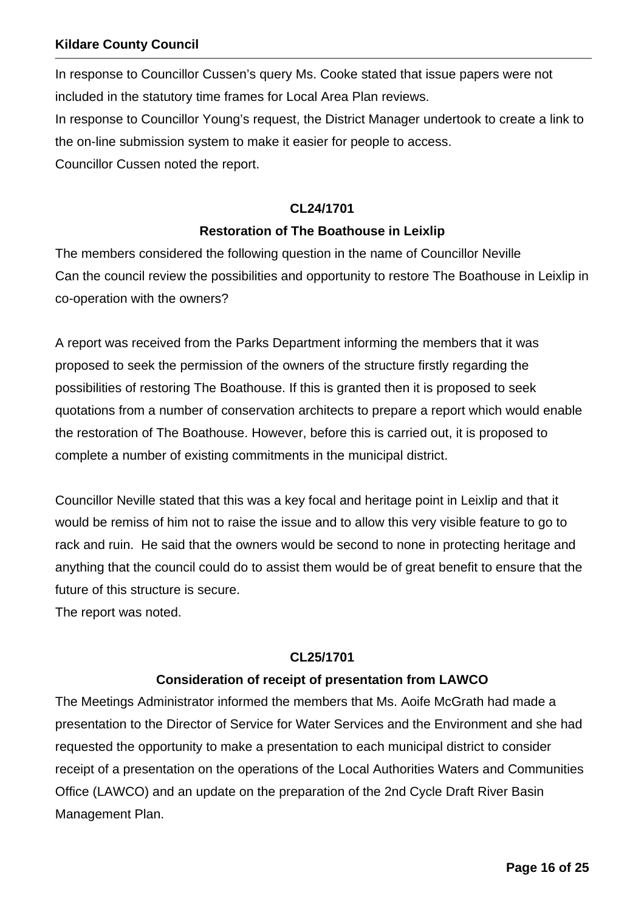In response to Councillor Cussen's query Ms. Cooke stated that issue papers were not included in the statutory time frames for Local Area Plan reviews.
In response to Councillor Young's request, the District Manager undertook to create a link to the on-line submission system to make it easier for people to access.
Councillor Cussen noted the report.

**CL24/1701**

**Restoration of The Boathouse in Leixlip**

The members considered the following question in the name of Councillor Neville
Can the council review the possibilities and opportunity to restore The Boathouse in Leixlip in co-operation with the owners?

A report was received from the Parks Department informing the members that it was proposed to seek the permission of the owners of the structure firstly regarding the possibilities of restoring The Boathouse. If this is granted then it is proposed to seek quotations from a number of conservation architects to prepare a report which would enable the restoration of The Boathouse. However, before this is carried out, it is proposed to complete a number of existing commitments in the municipal district.

Councillor Neville stated that this was a key focal and heritage point in Leixlip and that it would be remiss of him not to raise the issue and to allow this very visible feature to go to rack and ruin. He said that the owners would be second to none in protecting heritage and anything that the council could do to assist them would be of great benefit to ensure that the future of this structure is secure.
The report was noted.

**CL25/1701**

**Consideration of receipt of presentation from LAWCO**

The Meetings Administrator informed the members that Ms. Aoife McGrath had made a presentation to the Director of Service for Water Services and the Environment and she had requested the opportunity to make a presentation to each municipal district to consider receipt of a presentation on the operations of the Local Authorities Waters and Communities Office (LAWCO) and an update on the preparation of the 2nd Cycle Draft River Basin Management Plan.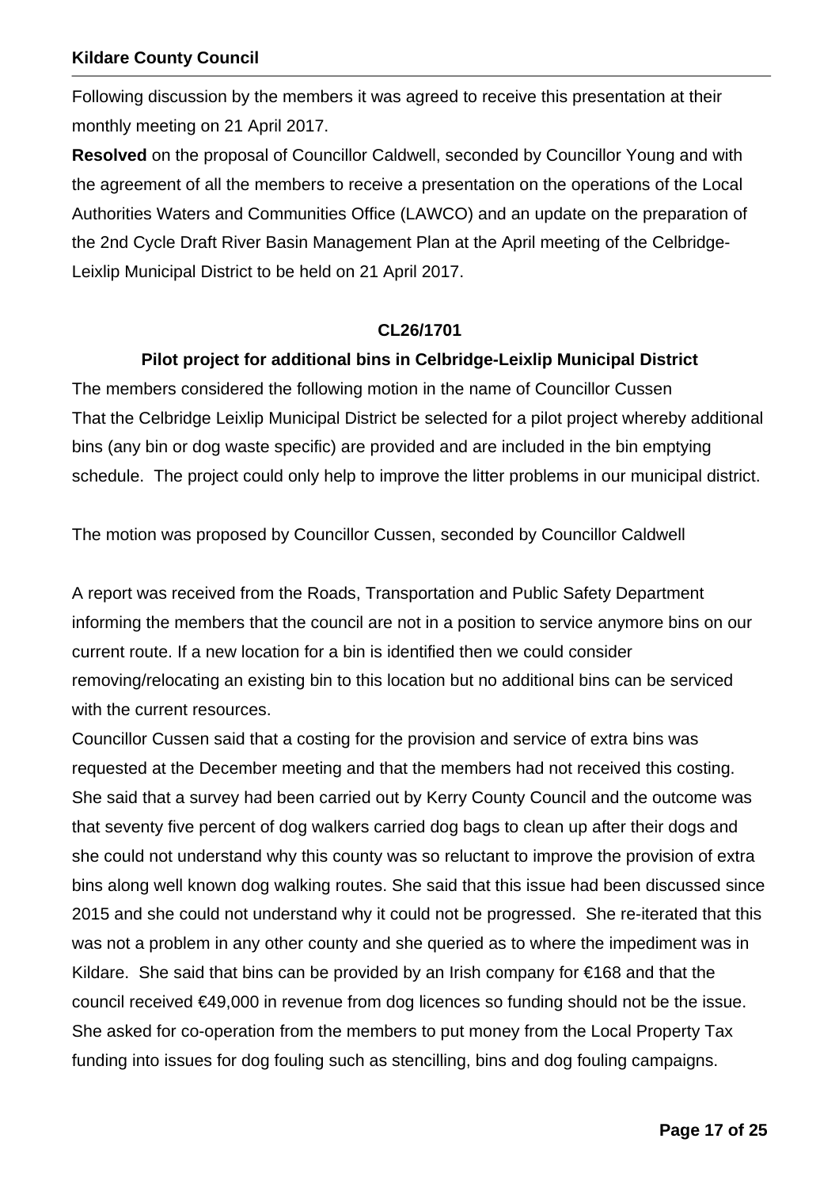Following discussion by the members it was agreed to receive this presentation at their monthly meeting on 21 April 2017.

**Resolved** on the proposal of Councillor Caldwell, seconded by Councillor Young and with the agreement of all the members to receive a presentation on the operations of the Local Authorities Waters and Communities Office (LAWCO) and an update on the preparation of the 2nd Cycle Draft River Basin Management Plan at the April meeting of the Celbridge-Leixlip Municipal District to be held on 21 April 2017.

**CL26/1701**

**Pilot project for additional bins in Celbridge-Leixlip Municipal District**

The members considered the following motion in the name of Councillor Cussen

That the Celbridge Leixlip Municipal District be selected for a pilot project whereby additional bins (any bin or dog waste specific) are provided and are included in the bin emptying schedule. The project could only help to improve the litter problems in our municipal district.

The motion was proposed by Councillor Cussen, seconded by Councillor Caldwell

A report was received from the Roads, Transportation and Public Safety Department informing the members that the council are not in a position to service anymore bins on our current route. If a new location for a bin is identified then we could consider removing/relocating an existing bin to this location but no additional bins can be serviced with the current resources.

Councillor Cussen said that a costing for the provision and service of extra bins was requested at the December meeting and that the members had not received this costing. She said that a survey had been carried out by Kerry County Council and the outcome was that seventy five percent of dog walkers carried dog bags to clean up after their dogs and she could not understand why this county was so reluctant to improve the provision of extra bins along well known dog walking routes. She said that this issue had been discussed since 2015 and she could not understand why it could not be progressed. She re-iterated that this was not a problem in any other county and she queried as to where the impediment was in Kildare. She said that bins can be provided by an Irish company for €168 and that the council received €49,000 in revenue from dog licences so funding should not be the issue. She asked for co-operation from the members to put money from the Local Property Tax funding into issues for dog fouling such as stencilling, bins and dog fouling campaigns.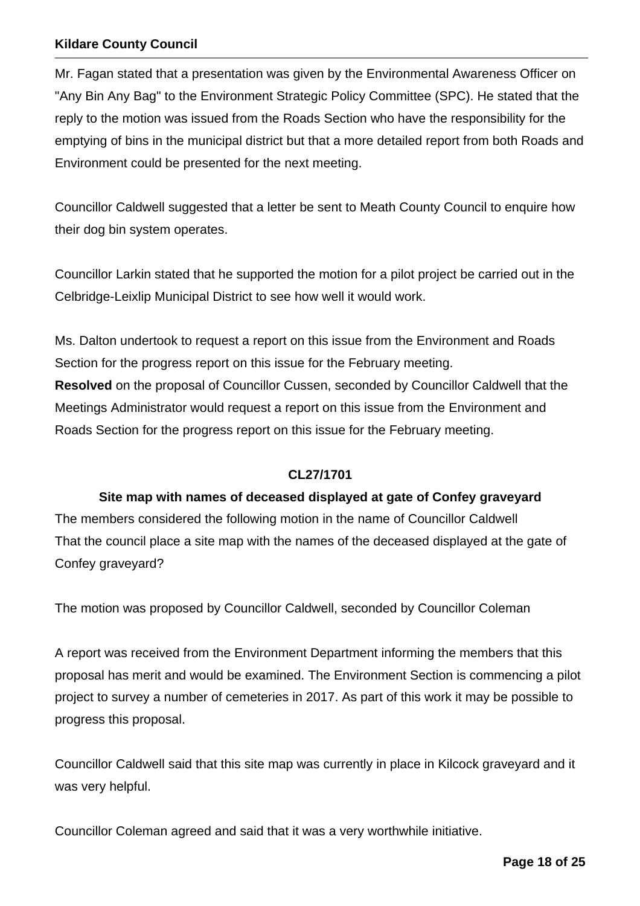Mr. Fagan stated that a presentation was given by the Environmental Awareness Officer on "Any Bin Any Bag" to the Environment Strategic Policy Committee (SPC). He stated that the reply to the motion was issued from the Roads Section who have the responsibility for the emptying of bins in the municipal district but that a more detailed report from both Roads and Environment could be presented for the next meeting.

Councillor Caldwell suggested that a letter be sent to Meath County Council to enquire how their dog bin system operates.

Councillor Larkin stated that he supported the motion for a pilot project be carried out in the Celbridge-Leixlip Municipal District to see how well it would work.

Ms. Dalton undertook to request a report on this issue from the Environment and Roads Section for the progress report on this issue for the February meeting.
**Resolved** on the proposal of Councillor Cussen, seconded by Councillor Caldwell that the Meetings Administrator would request a report on this issue from the Environment and Roads Section for the progress report on this issue for the February meeting.

**CL27/1701**

**Site map with names of deceased displayed at gate of Confey graveyard**

The members considered the following motion in the name of Councillor Caldwell
That the council place a site map with the names of the deceased displayed at the gate of Confey graveyard?

The motion was proposed by Councillor Caldwell, seconded by Councillor Coleman

A report was received from the Environment Department informing the members that this proposal has merit and would be examined. The Environment Section is commencing a pilot project to survey a number of cemeteries in 2017. As part of this work it may be possible to progress this proposal.

Councillor Caldwell said that this site map was currently in place in Kilcock graveyard and it was very helpful.

Councillor Coleman agreed and said that it was a very worthwhile initiative.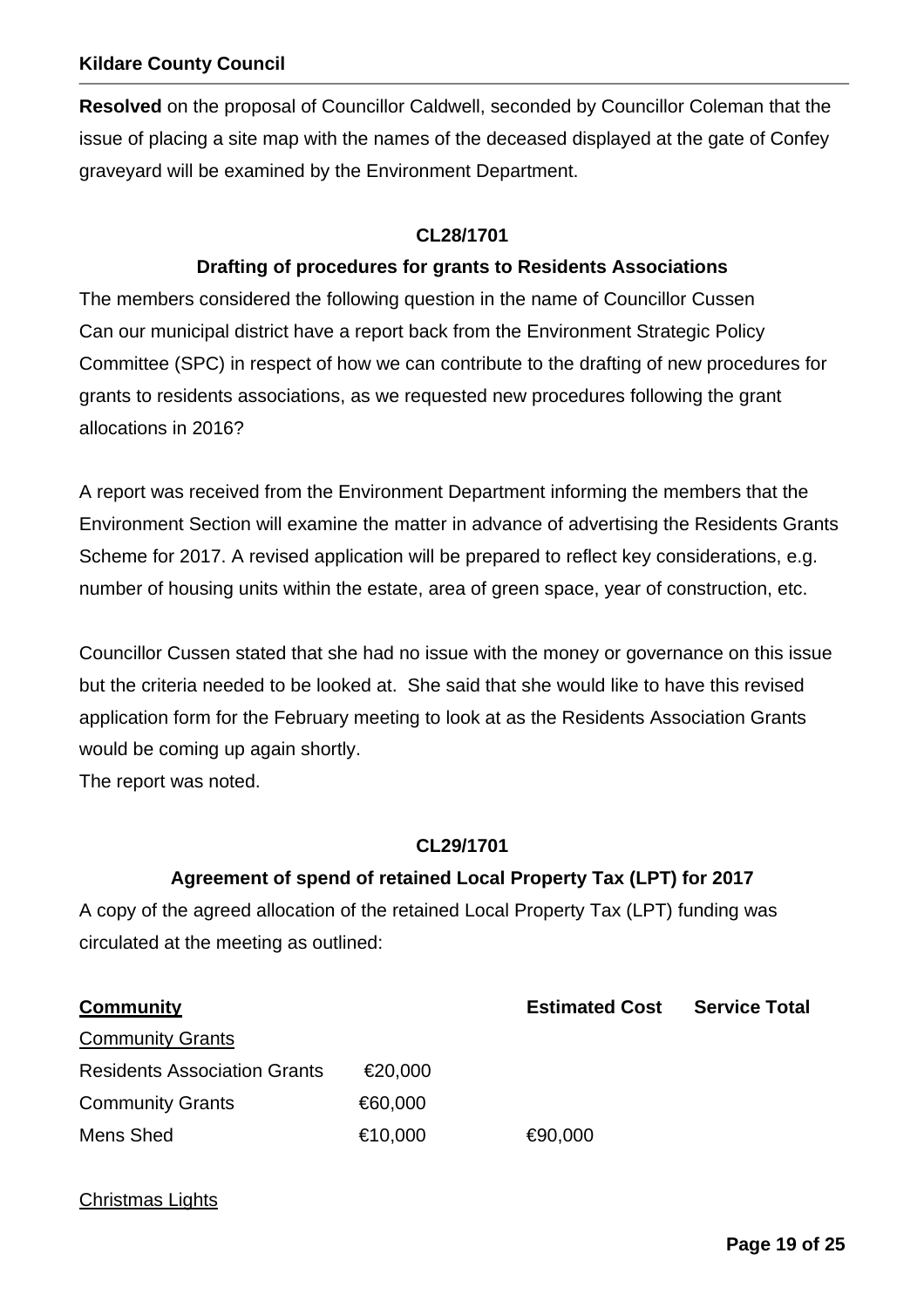**Resolved** on the proposal of Councillor Caldwell, seconded by Councillor Coleman that the issue of placing a site map with the names of the deceased displayed at the gate of Confey graveyard will be examined by the Environment Department.

**CL28/1701**

**Drafting of procedures for grants to Residents Associations**

The members considered the following question in the name of Councillor Cussen
Can our municipal district have a report back from the Environment Strategic Policy Committee (SPC) in respect of how we can contribute to the drafting of new procedures for grants to residents associations, as we requested new procedures following the grant allocations in 2016?

A report was received from the Environment Department informing the members that the Environment Section will examine the matter in advance of advertising the Residents Grants Scheme for 2017. A revised application will be prepared to reflect key considerations, e.g. number of housing units within the estate, area of green space, year of construction, etc.

Councillor Cussen stated that she had no issue with the money or governance on this issue but the criteria needed to be looked at. She said that she would like to have this revised application form for the February meeting to look at as the Residents Association Grants would be coming up again shortly.
The report was noted.

**CL29/1701**

**Agreement of spend of retained Local Property Tax (LPT) for 2017**

A copy of the agreed allocation of the retained Local Property Tax (LPT) funding was circulated at the meeting as outlined:

| **Community** | | **Estimated Cost** | **Service Total** |
|---|---|---|---|
| Community Grants | | | |
| Residents Association Grants | €20,000 | | |
| Community Grants | €60,000 | | |
| Mens Shed | €10,000 | €90,000 | |
| | | | |
| Christmas Lights | | | |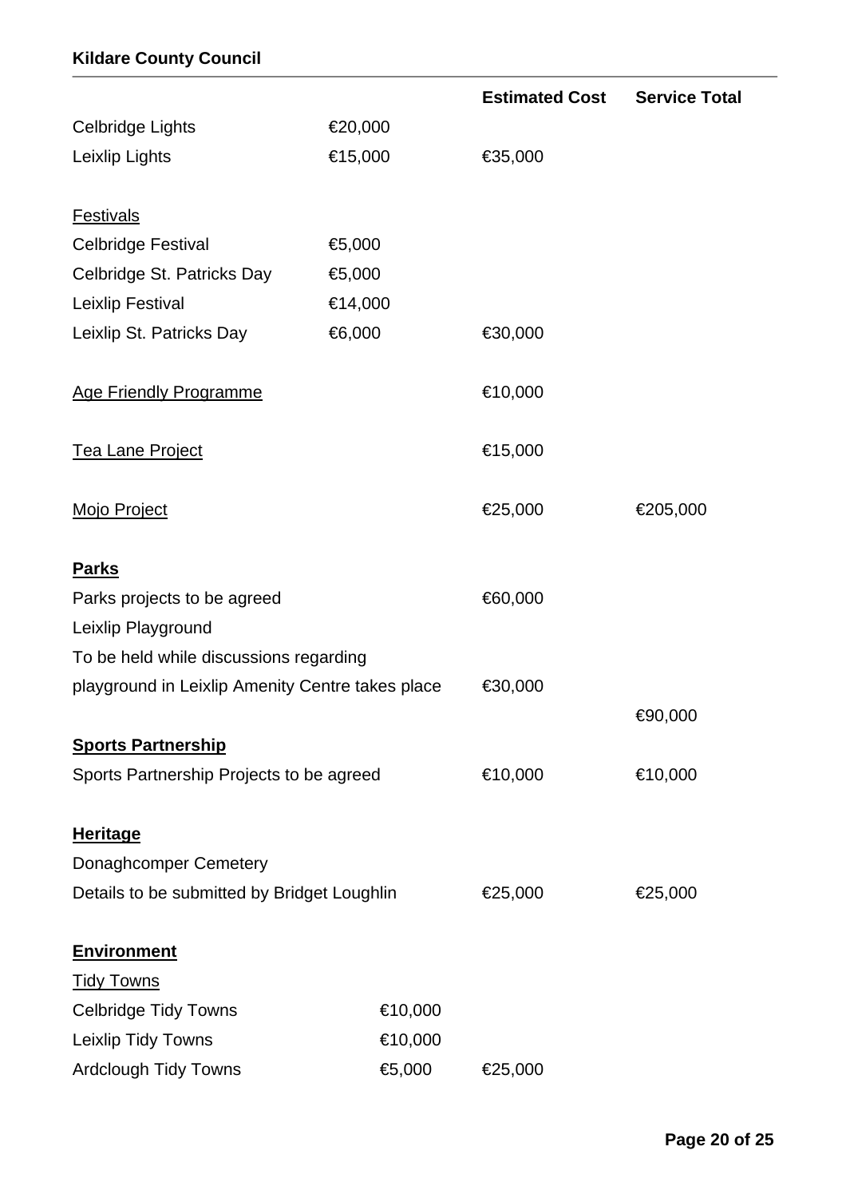| | | Estimated Cost | Service Total |
|---|---|---|---|
| Celbridge Lights | €20,000 | | |
| Leixlip Lights | €15,000 | €35,000 | |
| | | | |
| Festivals | | | |
| Celbridge Festival | €5,000 | | |
| Celbridge St. Patricks Day | €5,000 | | |
| Leixlip Festival | €14,000 | | |
| Leixlip St. Patricks Day | €6,000 | €30,000 | |
| | | | |
| Age Friendly Programme | | €10,000 | |
| | | | |
| Tea Lane Project | | €15,000 | |
| | | | |
| Mojo Project | | €25,000 | €205,000 |
| | | | |
| **Parks** | | | |
| Parks projects to be agreed | | €60,000 | |
| Leixlip Playground | | | |
| To be held while discussions regarding | | | |
| playground in Leixlip Amenity Centre takes place | | €30,000 | |
| | | | €90,000 |
| **Sports Partnership** | | | |
| Sports Partnership Projects to be agreed | | €10,000 | €10,000 |
| | | | |
| **Heritage** | | | |
| Donaghcomper Cemetery | | | |
| Details to be submitted by Bridget Loughlin | | €25,000 | €25,000 |
| | | | |
| **Environment** | | | |
| Tidy Towns | | | |
| Celbridge Tidy Towns | €10,000 | | |
| Leixlip Tidy Towns | €10,000 | | |
| Ardclough Tidy Towns | €5,000 | €25,000 | |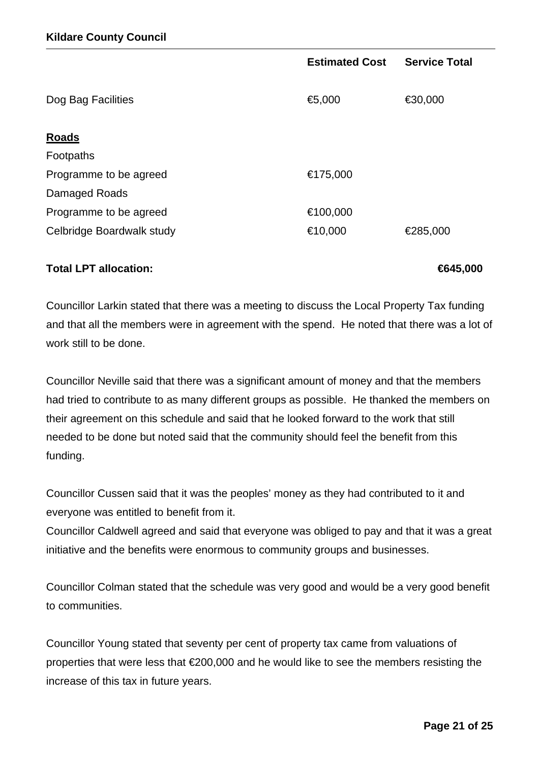| | Estimated Cost | Service Total |
|---|---|---|
| Dog Bag Facilities | €5,000 | €30,000 |
| **Roads** | | |
| Footpaths | | |
| Programme to be agreed | €175,000 | |
| Damaged Roads | | |
| Programme to be agreed | €100,000 | |
| Celbridge Boardwalk study | €10,000 | €285,000 |
| **Total LPT allocation:** | | **€645,000** |

Councillor Larkin stated that there was a meeting to discuss the Local Property Tax funding and that all the members were in agreement with the spend. He noted that there was a lot of work still to be done.

Councillor Neville said that there was a significant amount of money and that the members had tried to contribute to as many different groups as possible. He thanked the members on their agreement on this schedule and said that he looked forward to the work that still needed to be done but noted said that the community should feel the benefit from this funding.

Councillor Cussen said that it was the peoples' money as they had contributed to it and everyone was entitled to benefit from it.

Councillor Caldwell agreed and said that everyone was obliged to pay and that it was a great initiative and the benefits were enormous to community groups and businesses.

Councillor Colman stated that the schedule was very good and would be a very good benefit to communities.

Councillor Young stated that seventy per cent of property tax came from valuations of properties that were less that €200,000 and he would like to see the members resisting the increase of this tax in future years.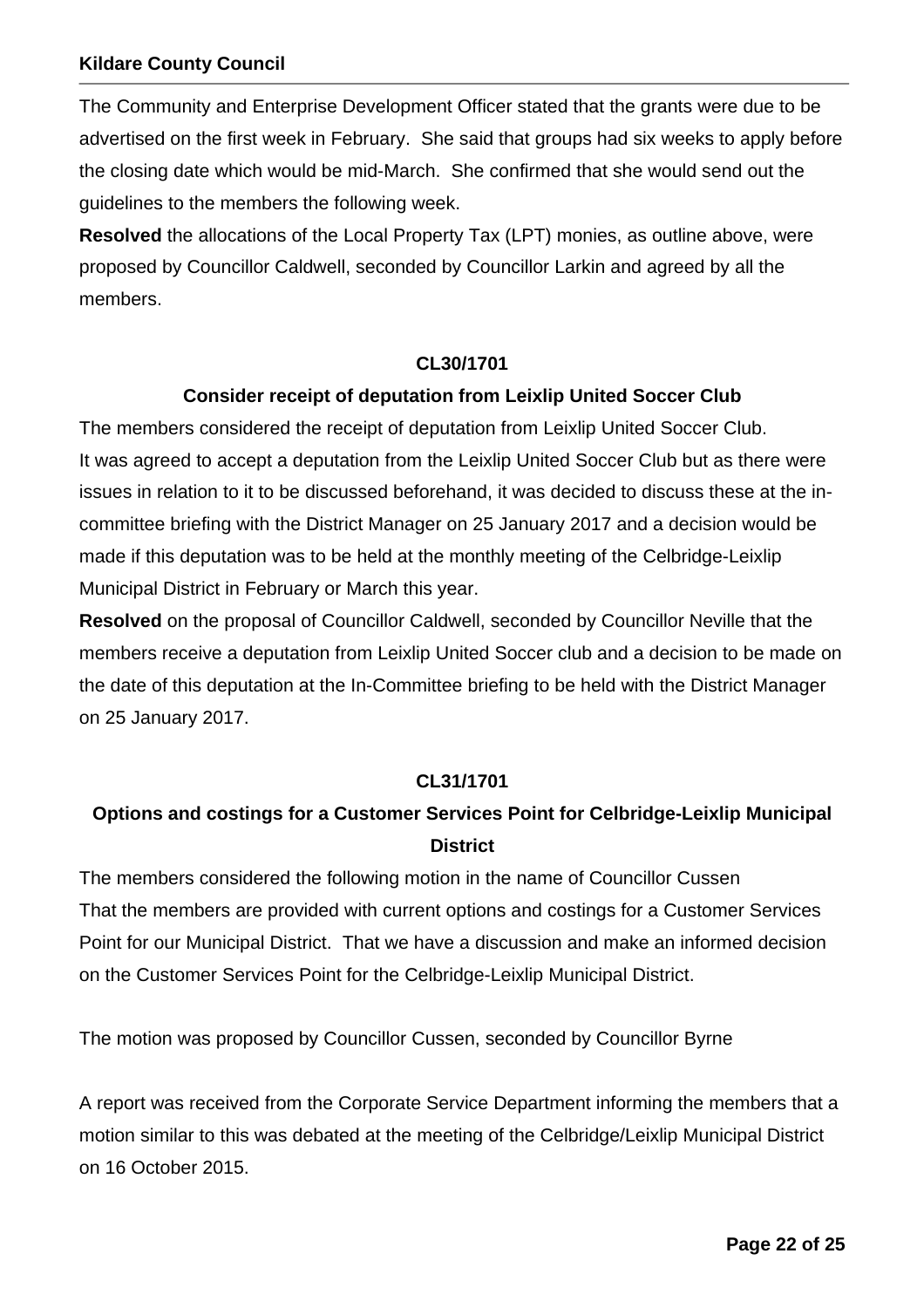The Community and Enterprise Development Officer stated that the grants were due to be advertised on the first week in February. She said that groups had six weeks to apply before the closing date which would be mid-March. She confirmed that she would send out the guidelines to the members the following week.

**Resolved** the allocations of the Local Property Tax (LPT) monies, as outline above, were proposed by Councillor Caldwell, seconded by Councillor Larkin and agreed by all the members.

**CL30/1701**

**Consider receipt of deputation from Leixlip United Soccer Club**

The members considered the receipt of deputation from Leixlip United Soccer Club.
It was agreed to accept a deputation from the Leixlip United Soccer Club but as there were issues in relation to it to be discussed beforehand, it was decided to discuss these at the in-committee briefing with the District Manager on 25 January 2017 and a decision would be made if this deputation was to be held at the monthly meeting of the Celbridge-Leixlip Municipal District in February or March this year.

**Resolved** on the proposal of Councillor Caldwell, seconded by Councillor Neville that the members receive a deputation from Leixlip United Soccer club and a decision to be made on the date of this deputation at the In-Committee briefing to be held with the District Manager on 25 January 2017.

**CL31/1701**

**Options and costings for a Customer Services Point for Celbridge-Leixlip Municipal District**

The members considered the following motion in the name of Councillor Cussen
That the members are provided with current options and costings for a Customer Services Point for our Municipal District. That we have a discussion and make an informed decision on the Customer Services Point for the Celbridge-Leixlip Municipal District.

The motion was proposed by Councillor Cussen, seconded by Councillor Byrne

A report was received from the Corporate Service Department informing the members that a motion similar to this was debated at the meeting of the Celbridge/Leixlip Municipal District on 16 October 2015.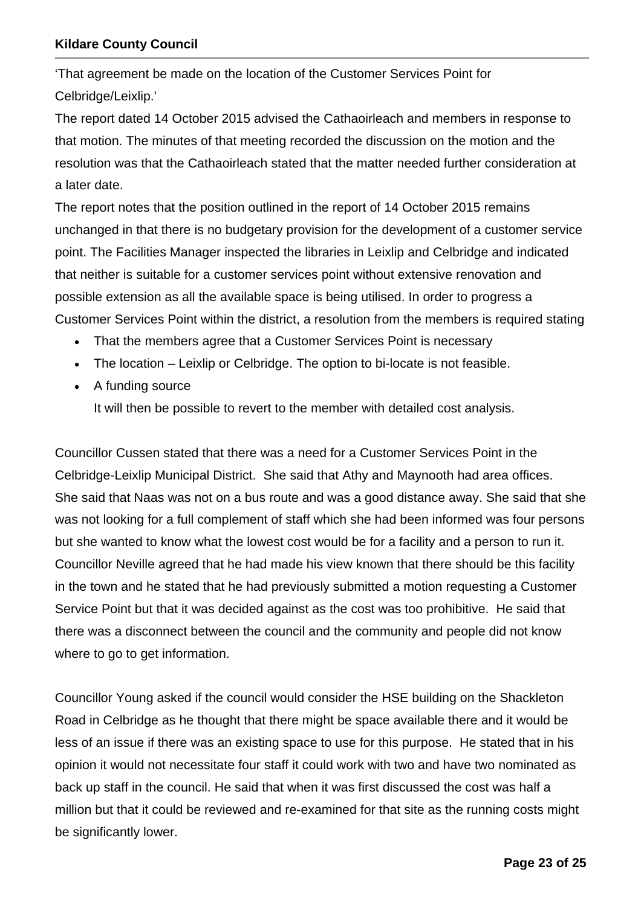'That agreement be made on the location of the Customer Services Point for Celbridge/Leixlip.'

The report dated 14 October 2015 advised the Cathaoirleach and members in response to that motion. The minutes of that meeting recorded the discussion on the motion and the resolution was that the Cathaoirleach stated that the matter needed further consideration at a later date.

The report notes that the position outlined in the report of 14 October 2015 remains unchanged in that there is no budgetary provision for the development of a customer service point. The Facilities Manager inspected the libraries in Leixlip and Celbridge and indicated that neither is suitable for a customer services point without extensive renovation and possible extension as all the available space is being utilised. In order to progress a Customer Services Point within the district, a resolution from the members is required stating

- That the members agree that a Customer Services Point is necessary
- The location – Leixlip or Celbridge. The option to bi-locate is not feasible.
- A funding source

  It will then be possible to revert to the member with detailed cost analysis.

Councillor Cussen stated that there was a need for a Customer Services Point in the Celbridge-Leixlip Municipal District. She said that Athy and Maynooth had area offices. She said that Naas was not on a bus route and was a good distance away. She said that she was not looking for a full complement of staff which she had been informed was four persons but she wanted to know what the lowest cost would be for a facility and a person to run it. Councillor Neville agreed that he had made his view known that there should be this facility in the town and he stated that he had previously submitted a motion requesting a Customer Service Point but that it was decided against as the cost was too prohibitive. He said that there was a disconnect between the council and the community and people did not know where to go to get information.

Councillor Young asked if the council would consider the HSE building on the Shackleton Road in Celbridge as he thought that there might be space available there and it would be less of an issue if there was an existing space to use for this purpose. He stated that in his opinion it would not necessitate four staff it could work with two and have two nominated as back up staff in the council. He said that when it was first discussed the cost was half a million but that it could be reviewed and re-examined for that site as the running costs might be significantly lower.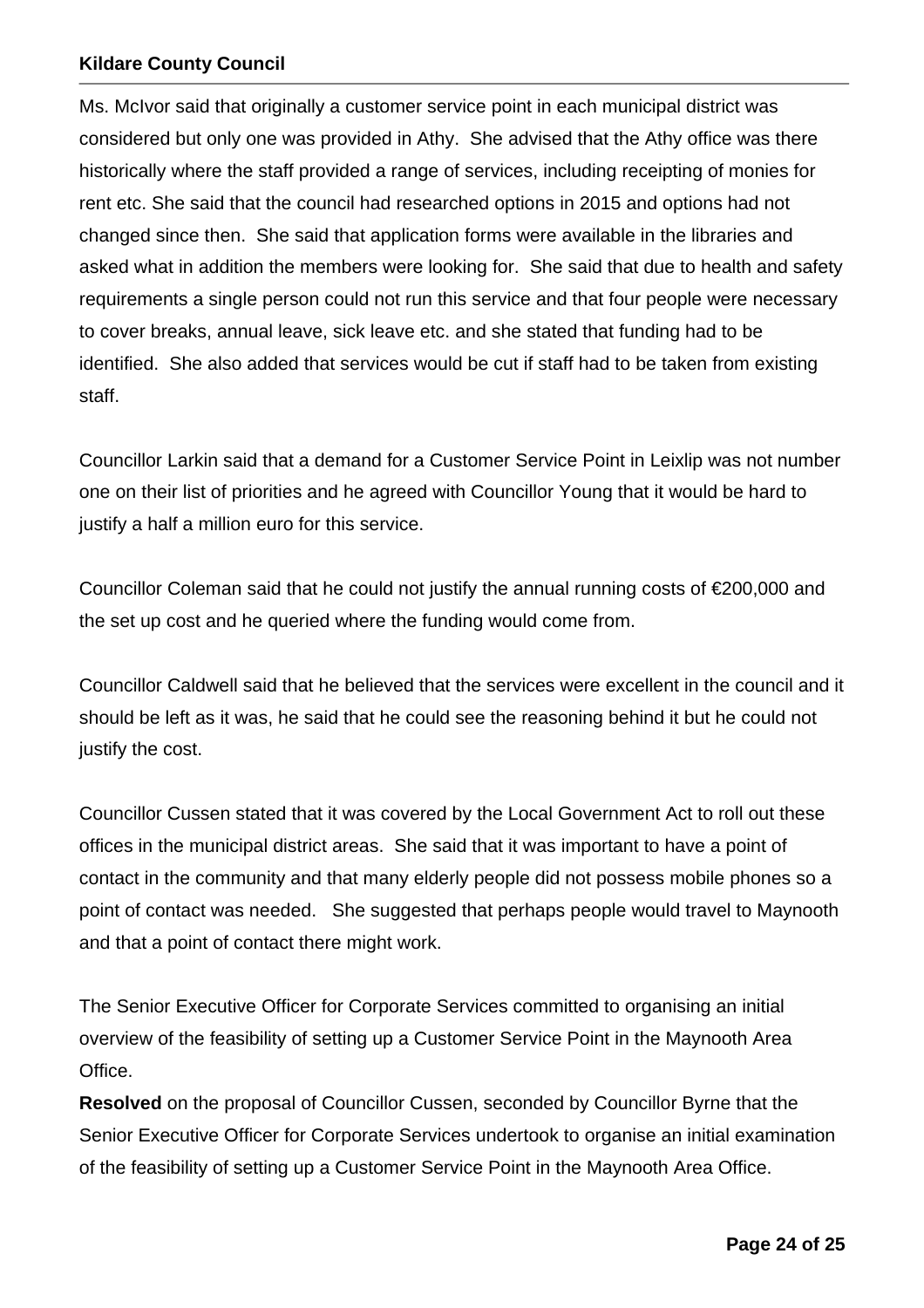Ms. McIvor said that originally a customer service point in each municipal district was considered but only one was provided in Athy. She advised that the Athy office was there historically where the staff provided a range of services, including receipting of monies for rent etc. She said that the council had researched options in 2015 and options had not changed since then. She said that application forms were available in the libraries and asked what in addition the members were looking for. She said that due to health and safety requirements a single person could not run this service and that four people were necessary to cover breaks, annual leave, sick leave etc. and she stated that funding had to be identified. She also added that services would be cut if staff had to be taken from existing staff.

Councillor Larkin said that a demand for a Customer Service Point in Leixlip was not number one on their list of priorities and he agreed with Councillor Young that it would be hard to justify a half a million euro for this service.

Councillor Coleman said that he could not justify the annual running costs of €200,000 and the set up cost and he queried where the funding would come from.

Councillor Caldwell said that he believed that the services were excellent in the council and it should be left as it was, he said that he could see the reasoning behind it but he could not justify the cost.

Councillor Cussen stated that it was covered by the Local Government Act to roll out these offices in the municipal district areas. She said that it was important to have a point of contact in the community and that many elderly people did not possess mobile phones so a point of contact was needed. She suggested that perhaps people would travel to Maynooth and that a point of contact there might work.

The Senior Executive Officer for Corporate Services committed to organising an initial overview of the feasibility of setting up a Customer Service Point in the Maynooth Area Office.

**Resolved** on the proposal of Councillor Cussen, seconded by Councillor Byrne that the Senior Executive Officer for Corporate Services undertook to organise an initial examination of the feasibility of setting up a Customer Service Point in the Maynooth Area Office.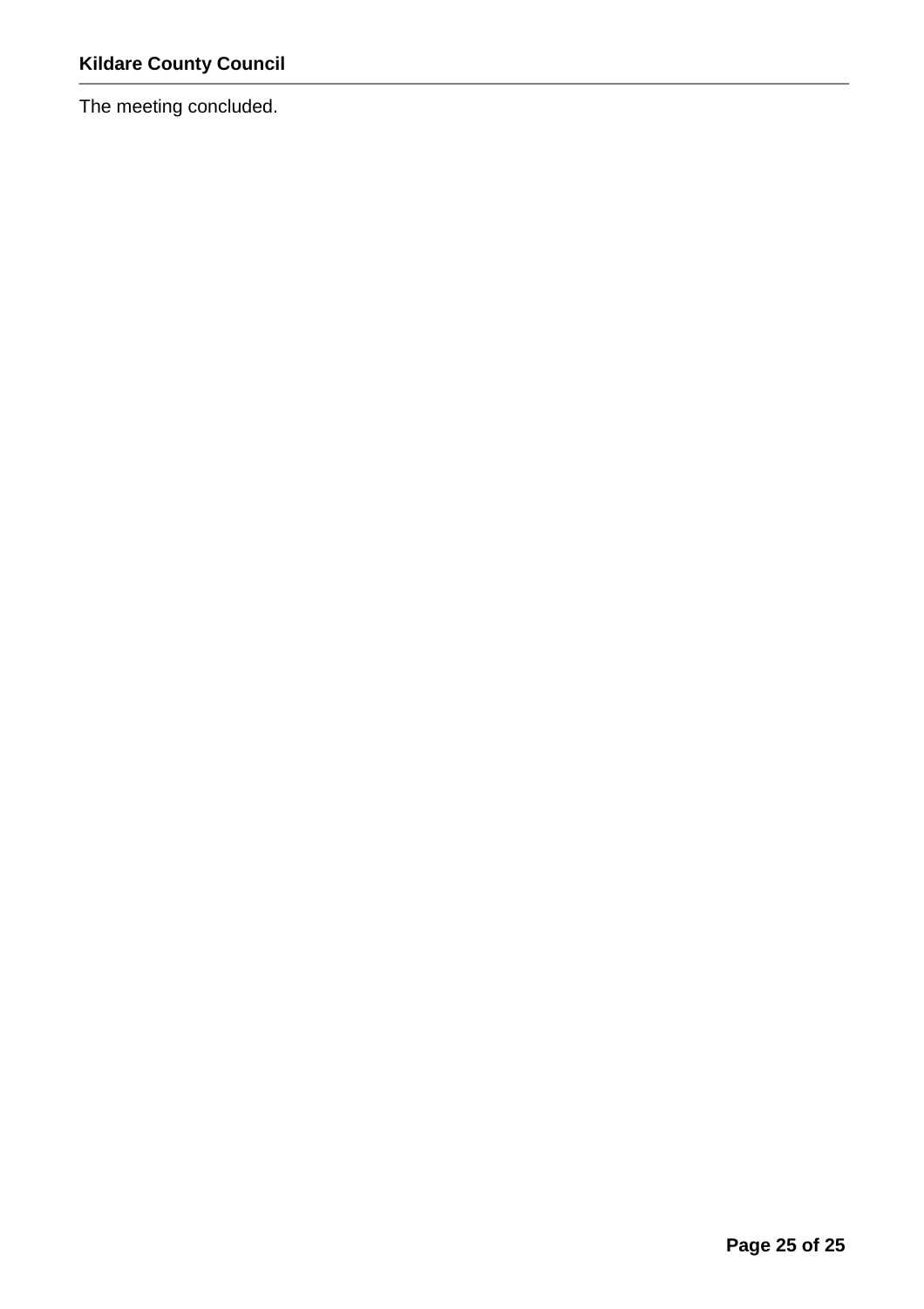The meeting concluded.